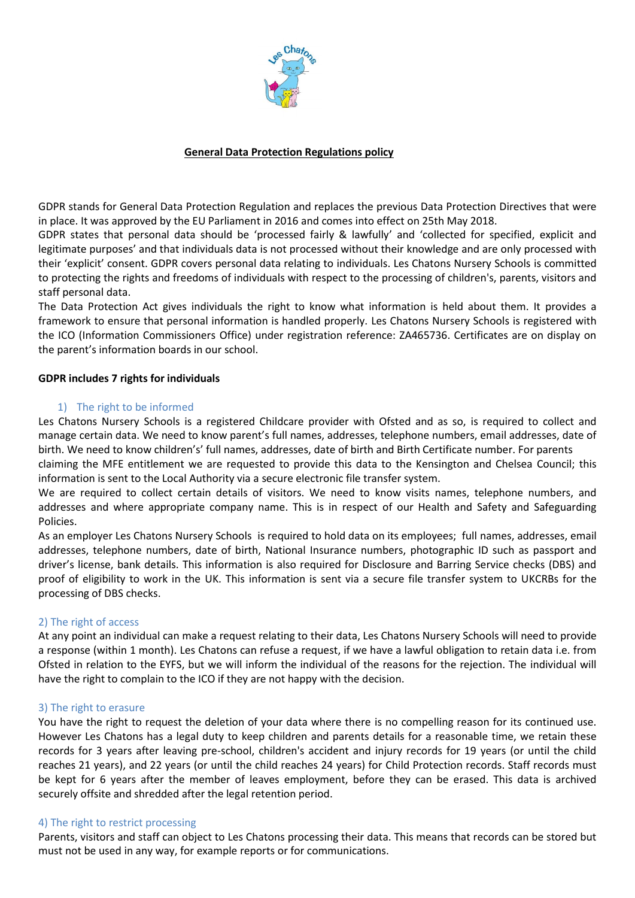# General Data Protection Regulations policy

GDPR stands for General Data Protection Regulation and replaces the previous Data Protection Directives that were in place. It was approved by the EU Parliament in 2016 and comes into effect on 25th May 2018.
GDPR states that personal data should be 'processed fairly & lawfully' and 'collected for specified, explicit and legitimate purposes' and that individuals data is not processed without their knowledge and are only processed with their 'explicit' consent. GDPR covers personal data relating to individuals. Les Chatons Nursery Schools is committed to protecting the rights and freedoms of individuals with respect to the processing of children's, parents, visitors and staff personal data.
The Data Protection Act gives individuals the right to know what information is held about them. It provides a framework to ensure that personal information is handled properly. Les Chatons Nursery Schools is registered with the ICO (Information Commissioners Office) under registration reference: ZA465736. Certificates are on display on the parent's information boards in our school.

**GDPR includes 7 rights for individuals**

### 1) The right to be informed

Les Chatons Nursery Schools is a registered Childcare provider with Ofsted and as so, is required to collect and manage certain data. We need to know parent's full names, addresses, telephone numbers, email addresses, date of birth. We need to know children's' full names, addresses, date of birth and Birth Certificate number. For parents claiming the MFE entitlement we are requested to provide this data to the Kensington and Chelsea Council; this information is sent to the Local Authority via a secure electronic file transfer system.
We are required to collect certain details of visitors. We need to know visits names, telephone numbers, and addresses and where appropriate company name. This is in respect of our Health and Safety and Safeguarding Policies.
As an employer Les Chatons Nursery Schools is required to hold data on its employees; full names, addresses, email addresses, telephone numbers, date of birth, National Insurance numbers, photographic ID such as passport and driver's license, bank details. This information is also required for Disclosure and Barring Service checks (DBS) and proof of eligibility to work in the UK. This information is sent via a secure file transfer system to UKCRBs for the processing of DBS checks.

### 2) The right of access

At any point an individual can make a request relating to their data, Les Chatons Nursery Schools will need to provide a response (within 1 month). Les Chatons can refuse a request, if we have a lawful obligation to retain data i.e. from Ofsted in relation to the EYFS, but we will inform the individual of the reasons for the rejection. The individual will have the right to complain to the ICO if they are not happy with the decision.

### 3) The right to erasure

You have the right to request the deletion of your data where there is no compelling reason for its continued use. However Les Chatons has a legal duty to keep children and parents details for a reasonable time, we retain these records for 3 years after leaving pre-school, children's accident and injury records for 19 years (or until the child reaches 21 years), and 22 years (or until the child reaches 24 years) for Child Protection records. Staff records must be kept for 6 years after the member of leaves employment, before they can be erased. This data is archived securely offsite and shredded after the legal retention period.

### 4) The right to restrict processing

Parents, visitors and staff can object to Les Chatons processing their data. This means that records can be stored but must not be used in any way, for example reports or for communications.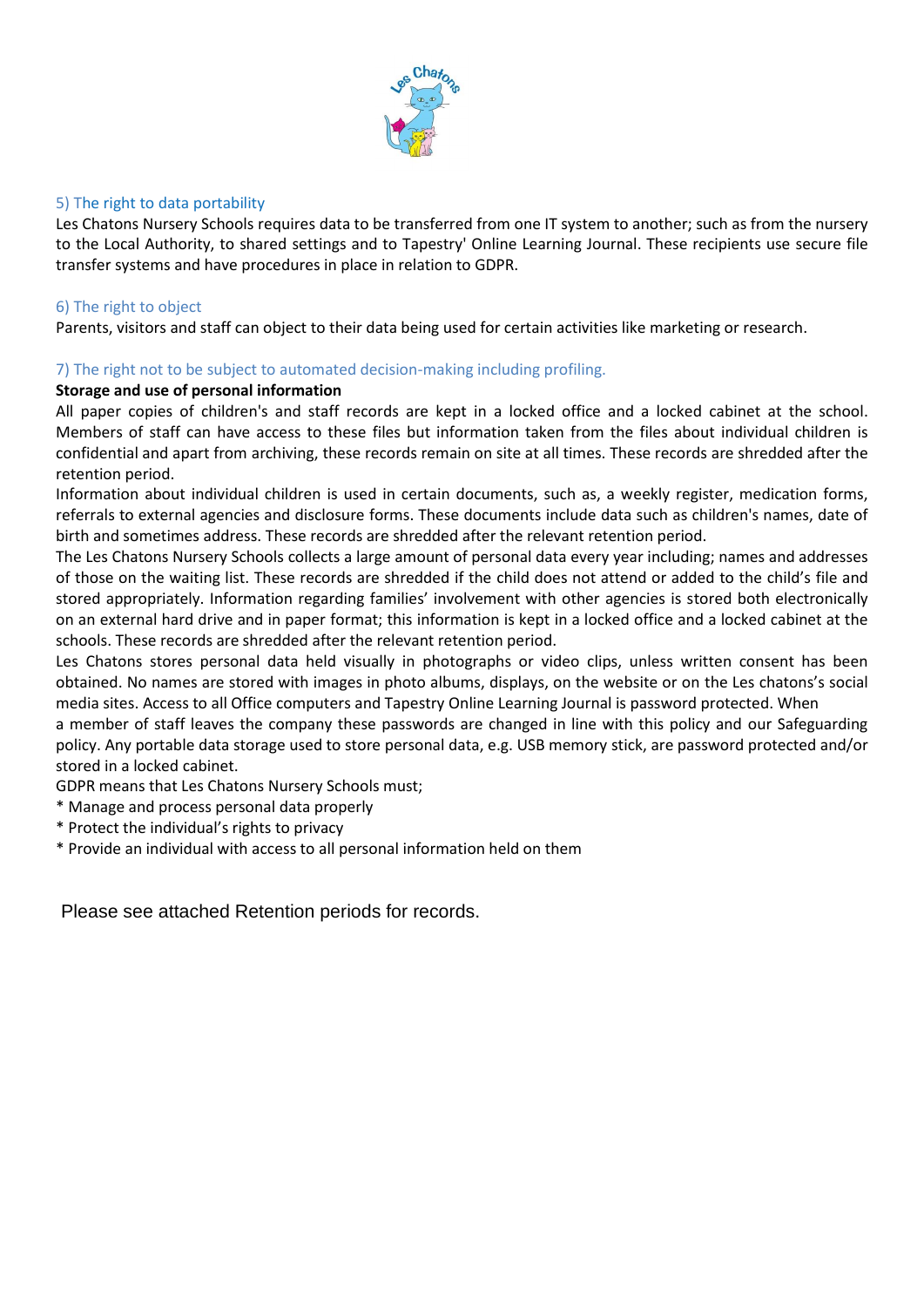### 5) The right to data portability

Les Chatons Nursery Schools requires data to be transferred from one IT system to another; such as from the nursery to the Local Authority, to shared settings and to Tapestry' Online Learning Journal. These recipients use secure file transfer systems and have procedures in place in relation to GDPR.

### 6) The right to object

Parents, visitors and staff can object to their data being used for certain activities like marketing or research.

### 7) The right not to be subject to automated decision-making including profiling.

**Storage and use of personal information**

All paper copies of children's and staff records are kept in a locked office and a locked cabinet at the school. Members of staff can have access to these files but information taken from the files about individual children is confidential and apart from archiving, these records remain on site at all times. These records are shredded after the retention period.

Information about individual children is used in certain documents, such as, a weekly register, medication forms, referrals to external agencies and disclosure forms. These documents include data such as children's names, date of birth and sometimes address. These records are shredded after the relevant retention period.

The Les Chatons Nursery Schools collects a large amount of personal data every year including; names and addresses of those on the waiting list. These records are shredded if the child does not attend or added to the child's file and stored appropriately. Information regarding families' involvement with other agencies is stored both electronically on an external hard drive and in paper format; this information is kept in a locked office and a locked cabinet at the schools. These records are shredded after the relevant retention period.

Les Chatons stores personal data held visually in photographs or video clips, unless written consent has been obtained. No names are stored with images in photo albums, displays, on the website or on the Les chatons's social media sites. Access to all Office computers and Tapestry Online Learning Journal is password protected. When a member of staff leaves the company these passwords are changed in line with this policy and our Safeguarding policy. Any portable data storage used to store personal data, e.g. USB memory stick, are password protected and/or stored in a locked cabinet.

GDPR means that Les Chatons Nursery Schools must;

* Manage and process personal data properly
* Protect the individual's rights to privacy
* Provide an individual with access to all personal information held on them

Please see attached Retention periods for records.